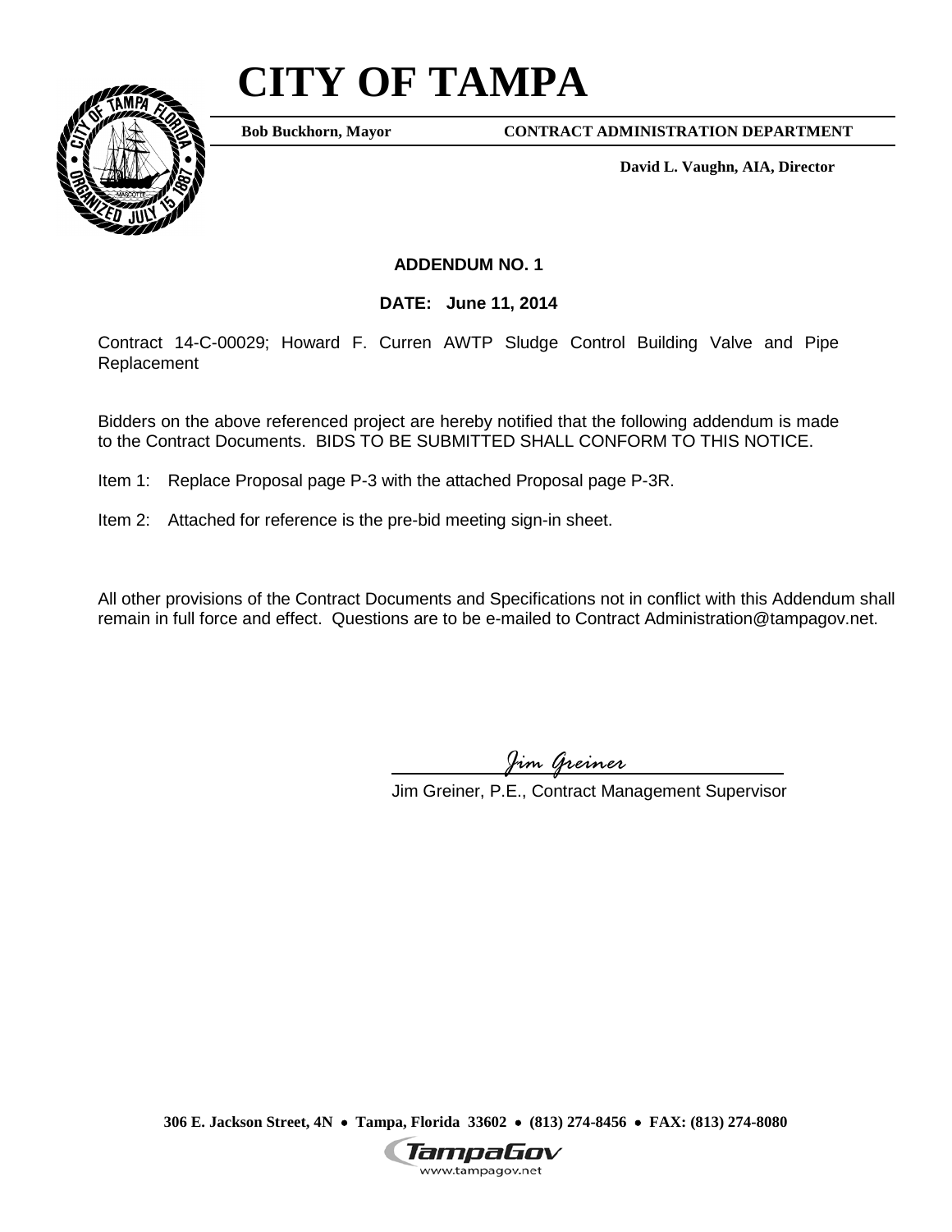# CITY OF TAMPA

**Bob Buckhorn, Mayor** | **CONTRACT ADMINISTRATION DEPARTMENT**

**David L. Vaughn, AIA, Director**

**ADDENDUM NO. 1**

**DATE: June 11, 2014**

Contract 14-C-00029; Howard F. Curren AWTP Sludge Control Building Valve and Pipe Replacement

Bidders on the above referenced project are hereby notified that the following addendum is made to the Contract Documents. BIDS TO BE SUBMITTED SHALL CONFORM TO THIS NOTICE.

Item 1: Replace Proposal page P-3 with the attached Proposal page P-3R.

Item 2: Attached for reference is the pre-bid meeting sign-in sheet.

All other provisions of the Contract Documents and Specifications not in conflict with this Addendum shall remain in full force and effect. Questions are to be e-mailed to Contract Administration@tampagov.net.

*Jim Greiner*

Jim Greiner, P.E., Contract Management Supervisor

**306 E. Jackson Street, 4N • Tampa, Florida 33602 • (813) 274-8456 • FAX: (813) 274-8080**

TampaGov
www.tampagov.net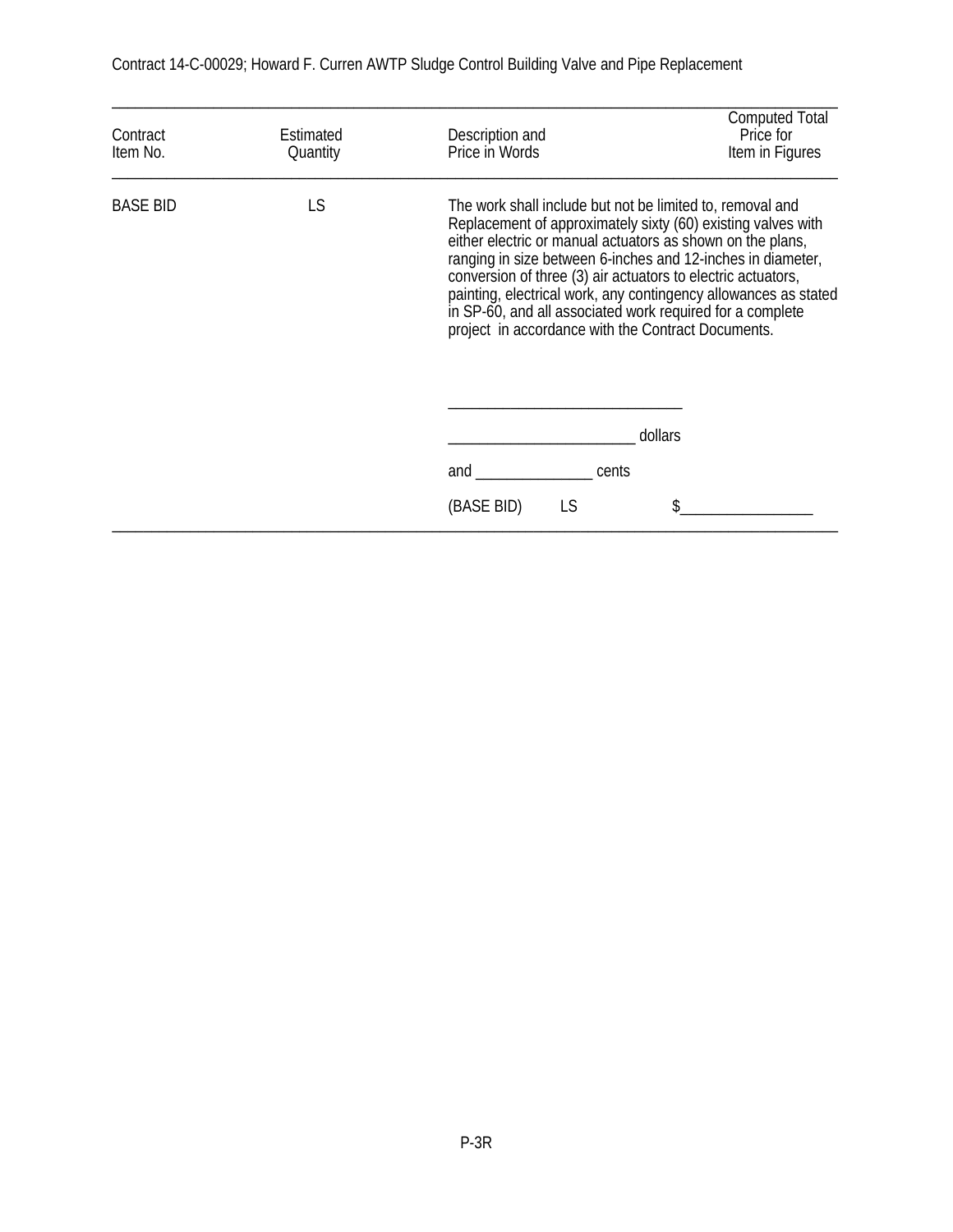| Contract Item No. | Estimated Quantity | Description and Price in Words | Computed Total Price for Item in Figures |
|---|---|---|---|
| BASE BID | LS | The work shall include but not be limited to, removal and Replacement of approximately sixty (60) existing valves with either electric or manual actuators as shown on the plans, ranging in size between 6-inches and 12-inches in diameter, conversion of three (3) air actuators to electric actuators, painting, electrical work, any contingency allowances as stated in SP-60, and all associated work required for a complete project in accordance with the Contract Documents. | |
| | | ______________________________ | |
| | | ________________________ dollars | |
| | | and _______________ cents | |
| | | (BASE BID) LS | $_________________ |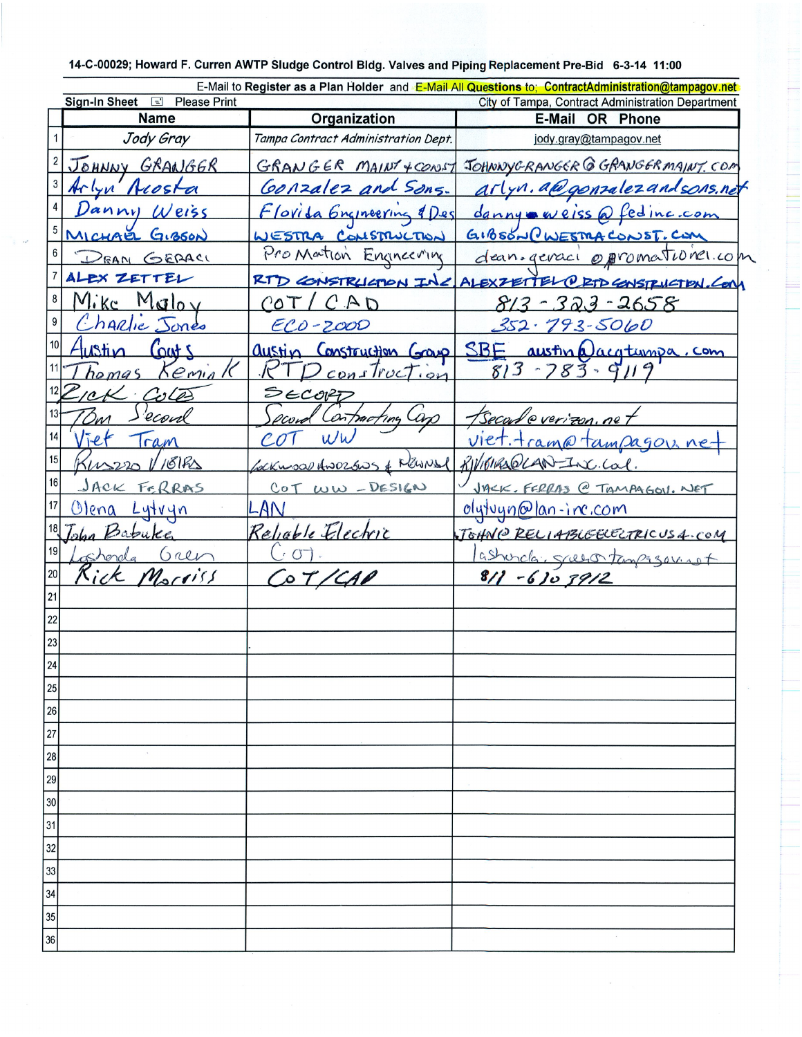**14-C-00029; Howard F. Curren AWTP Sludge Control Bldg. Valves and Piping Replacement Pre-Bid 6-3-14 11:00**

E-Mail to **Register as a Plan Holder** and **E-Mail All Questions** to; **ContractAdministration@tampagov.net**

**Sign-In Sheet** Please Print — City of Tampa, Contract Administration Department

| | Name | Organization | E-Mail OR Phone |
|---|---|---|---|
| 1 | Jody Gray | Tampa Contract Administration Dept. | jody.gray@tampagov.net |
| 2 | JOHNNY GRANGER | GRANGER MAINT + CONST | JOHNNYGRANGER@GRANGERMAINT.COM |
| 3 | Arlyn Acosta | Gonzalez and Sons. | arlyn.a@gonzalezandsons.net |
| 4 | Danny Weiss | Florida Engineering & Des | danny.weiss@fedinc.com |
| 5 | MICHAEL GIBSON | WESTRA CONSTRUCTION | GIBSON@WESTRACONST.COM |
| 6 | DEAN GERACI | ProMation Engineering | dean.geraci@promationei.com |
| 7 | ALEX ZETTEL | RTD CONSTRUCTION INC | ALEXZETTEL@RTDCONSTRUCTION.COM |
| 8 | Mike Maloy | COT / CAD | 813-323-2658 |
| 9 | Charlie Jones | ECO-2000 | 352-793-5060 |
| 10 | Austin Coats | austin Construction Group | SBE austin@acgtampa.com |
| 11 | Thomas Keminik | RTD construction | 813-783-9119 |
| 12 | Rick Cole | SECORP | |
| 13 | Tom Second | Second Contracting Corp | tsecond@verizon.net |
| 14 | Viet Tram | COT WW | viet.tram@tampagov.net |
| 15 | Russo Vieira | Lockwood Andrews & Newnam | RJVIEIRA@LAN-INC.COM |
| 16 | JACK FERRAS | COT WW - DESIGN | JACK.FERRAS@TAMPAGOV.NET |
| 17 | Olena Lytvyn | LAN | olytvyn@lan-inc.com |
| 18 | John Babuka | Reliable Electric | JOHN@RELIABLEELECTRICUSA.COM |
| 19 | Lashonda Green | COT | lashonda.green@tampagov.net |
| 20 | Rick Morriss | COT/CAD | 813-610-3912 |
| 21 | | | |
| 22 | | | |
| 23 | | | |
| 24 | | | |
| 25 | | | |
| 26 | | | |
| 27 | | | |
| 28 | | | |
| 29 | | | |
| 30 | | | |
| 31 | | | |
| 32 | | | |
| 33 | | | |
| 34 | | | |
| 35 | | | |
| 36 | | | |